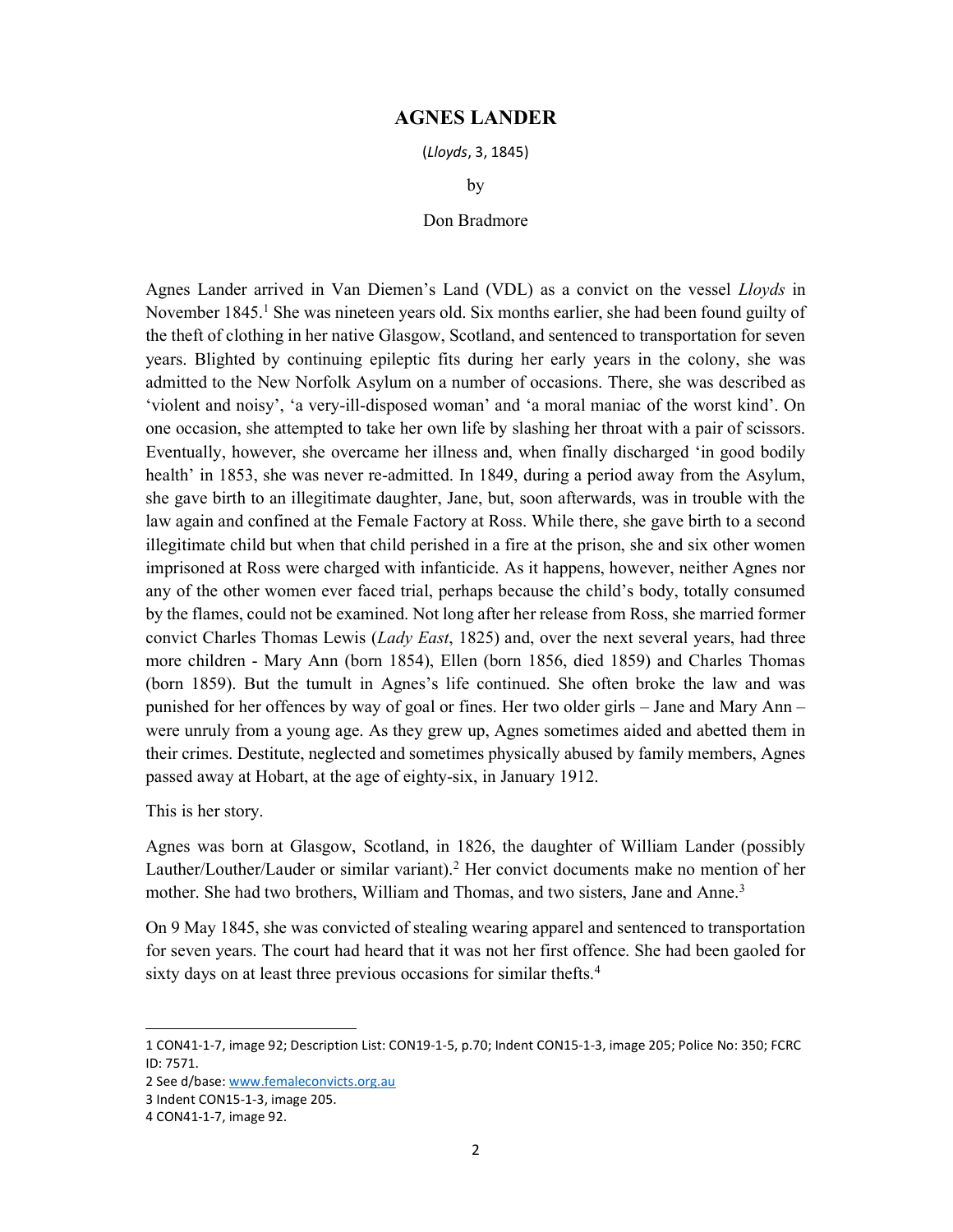# AGNES LANDER

(*Lloyds*, 3, 1845)

by

Don Bradmore

Agnes Lander arrived in Van Diemen's Land (VDL) as a convict on the vessel *Lloyds* in November 1845.[1] She was nineteen years old. Six months earlier, she had been found guilty of the theft of clothing in her native Glasgow, Scotland, and sentenced to transportation for seven years. Blighted by continuing epileptic fits during her early years in the colony, she was admitted to the New Norfolk Asylum on a number of occasions. There, she was described as 'violent and noisy', 'a very-ill-disposed woman' and 'a moral maniac of the worst kind'. On one occasion, she attempted to take her own life by slashing her throat with a pair of scissors. Eventually, however, she overcame her illness and, when finally discharged 'in good bodily health' in 1853, she was never re-admitted. In 1849, during a period away from the Asylum, she gave birth to an illegitimate daughter, Jane, but, soon afterwards, was in trouble with the law again and confined at the Female Factory at Ross. While there, she gave birth to a second illegitimate child but when that child perished in a fire at the prison, she and six other women imprisoned at Ross were charged with infanticide. As it happens, however, neither Agnes nor any of the other women ever faced trial, perhaps because the child's body, totally consumed by the flames, could not be examined. Not long after her release from Ross, she married former convict Charles Thomas Lewis (*Lady East*, 1825) and, over the next several years, had three more children - Mary Ann (born 1854), Ellen (born 1856, died 1859) and Charles Thomas (born 1859). But the tumult in Agnes's life continued. She often broke the law and was punished for her offences by way of goal or fines. Her two older girls – Jane and Mary Ann – were unruly from a young age. As they grew up, Agnes sometimes aided and abetted them in their crimes. Destitute, neglected and sometimes physically abused by family members, Agnes passed away at Hobart, at the age of eighty-six, in January 1912.

This is her story.

Agnes was born at Glasgow, Scotland, in 1826, the daughter of William Lander (possibly Lauther/Louther/Lauder or similar variant).[2] Her convict documents make no mention of her mother. She had two brothers, William and Thomas, and two sisters, Jane and Anne.[3]

On 9 May 1845, she was convicted of stealing wearing apparel and sentenced to transportation for seven years. The court had heard that it was not her first offence. She had been gaoled for sixty days on at least three previous occasions for similar thefts.[4]

---

1 CON41-1-7, image 92; Description List: CON19-1-5, p.70; Indent CON15-1-3, image 205; Police No: 350; FCRC ID: 7571.

2 See d/base: www.femaleconvicts.org.au

3 Indent CON15-1-3, image 205.

4 CON41-1-7, image 92.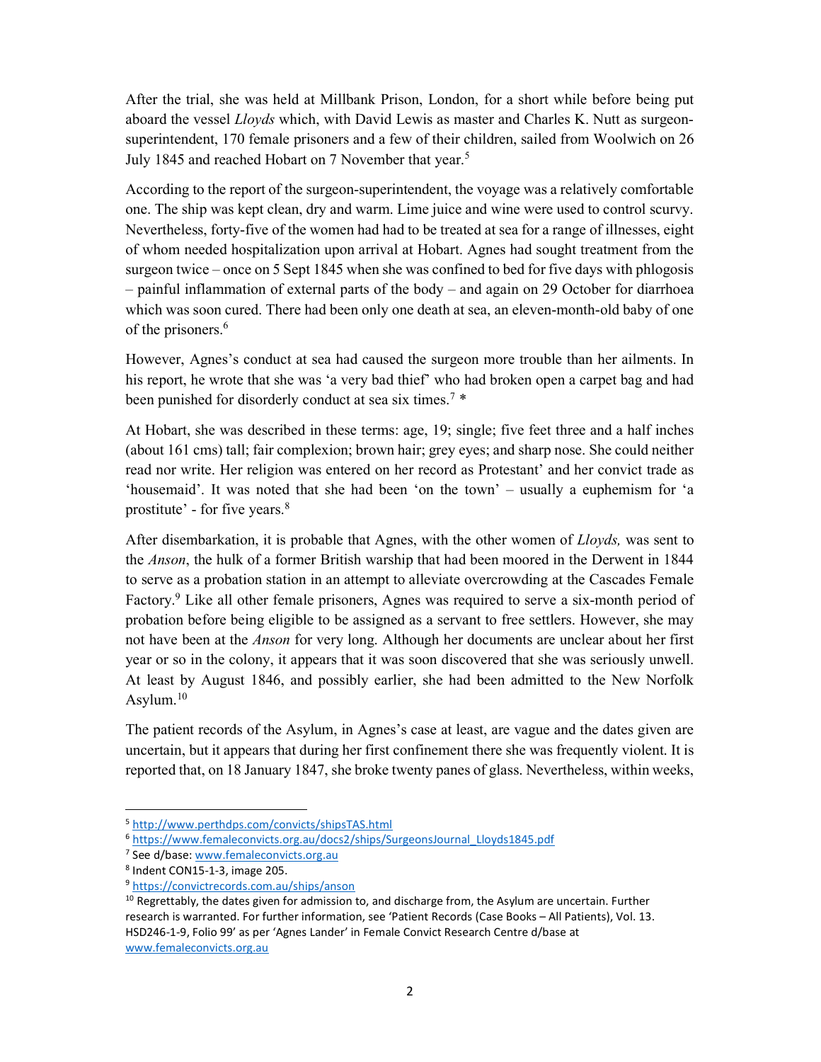After the trial, she was held at Millbank Prison, London, for a short while before being put aboard the vessel *Lloyds* which, with David Lewis as master and Charles K. Nutt as surgeon-superintendent, 170 female prisoners and a few of their children, sailed from Woolwich on 26 July 1845 and reached Hobart on 7 November that year.[5]

According to the report of the surgeon-superintendent, the voyage was a relatively comfortable one. The ship was kept clean, dry and warm. Lime juice and wine were used to control scurvy. Nevertheless, forty-five of the women had had to be treated at sea for a range of illnesses, eight of whom needed hospitalization upon arrival at Hobart. Agnes had sought treatment from the surgeon twice – once on 5 Sept 1845 when she was confined to bed for five days with phlogosis – painful inflammation of external parts of the body – and again on 29 October for diarrhoea which was soon cured. There had been only one death at sea, an eleven-month-old baby of one of the prisoners.[6]

However, Agnes's conduct at sea had caused the surgeon more trouble than her ailments. In his report, he wrote that she was 'a very bad thief' who had broken open a carpet bag and had been punished for disorderly conduct at sea six times.[7] *

At Hobart, she was described in these terms: age, 19; single; five feet three and a half inches (about 161 cms) tall; fair complexion; brown hair; grey eyes; and sharp nose. She could neither read nor write. Her religion was entered on her record as Protestant' and her convict trade as 'housemaid'. It was noted that she had been 'on the town' – usually a euphemism for 'a prostitute' - for five years.[8]

After disembarkation, it is probable that Agnes, with the other women of *Lloyds,* was sent to the *Anson*, the hulk of a former British warship that had been moored in the Derwent in 1844 to serve as a probation station in an attempt to alleviate overcrowding at the Cascades Female Factory.[9] Like all other female prisoners, Agnes was required to serve a six-month period of probation before being eligible to be assigned as a servant to free settlers. However, she may not have been at the *Anson* for very long. Although her documents are unclear about her first year or so in the colony, it appears that it was soon discovered that she was seriously unwell. At least by August 1846, and possibly earlier, she had been admitted to the New Norfolk Asylum.[10]

The patient records of the Asylum, in Agnes's case at least, are vague and the dates given are uncertain, but it appears that during her first confinement there she was frequently violent. It is reported that, on 18 January 1847, she broke twenty panes of glass. Nevertheless, within weeks,

---

[5] http://www.perthdps.com/convicts/shipsTAS.html

[6] https://www.femaleconvicts.org.au/docs2/ships/SurgeonsJournal_Lloyds1845.pdf

[7] See d/base: www.femaleconvicts.org.au

[8] Indent CON15-1-3, image 205.

[9] https://convictrecords.com.au/ships/anson

[10] Regrettably, the dates given for admission to, and discharge from, the Asylum are uncertain. Further research is warranted. For further information, see 'Patient Records (Case Books – All Patients), Vol. 13. HSD246-1-9, Folio 99' as per 'Agnes Lander' in Female Convict Research Centre d/base at www.femaleconvicts.org.au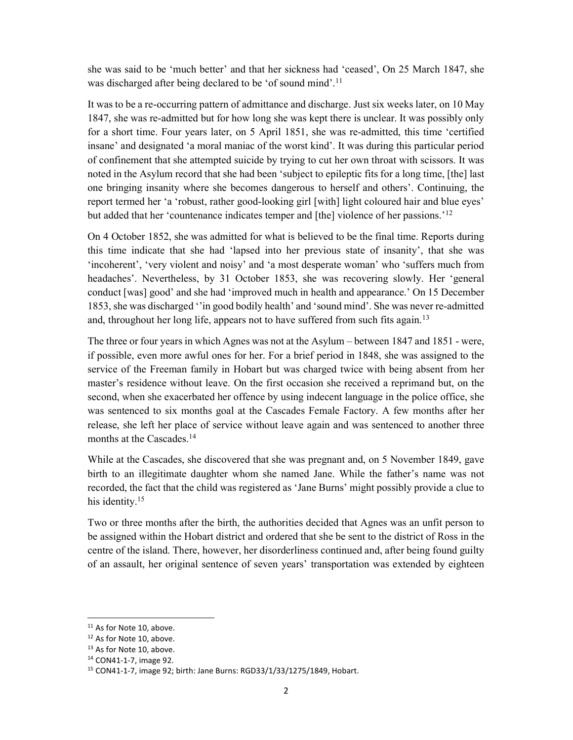she was said to be 'much better' and that her sickness had 'ceased', On 25 March 1847, she was discharged after being declared to be 'of sound mind'.[11]

It was to be a re-occurring pattern of admittance and discharge. Just six weeks later, on 10 May 1847, she was re-admitted but for how long she was kept there is unclear. It was possibly only for a short time. Four years later, on 5 April 1851, she was re-admitted, this time 'certified insane' and designated 'a moral maniac of the worst kind'. It was during this particular period of confinement that she attempted suicide by trying to cut her own throat with scissors. It was noted in the Asylum record that she had been 'subject to epileptic fits for a long time, [the] last one bringing insanity where she becomes dangerous to herself and others'. Continuing, the report termed her 'a 'robust, rather good-looking girl [with] light coloured hair and blue eyes' but added that her 'countenance indicates temper and [the] violence of her passions.'[12]

On 4 October 1852, she was admitted for what is believed to be the final time. Reports during this time indicate that she had 'lapsed into her previous state of insanity', that she was 'incoherent', 'very violent and noisy' and 'a most desperate woman' who 'suffers much from headaches'. Nevertheless, by 31 October 1853, she was recovering slowly. Her 'general conduct [was] good' and she had 'improved much in health and appearance.' On 15 December 1853, she was discharged ''in good bodily health' and 'sound mind'. She was never re-admitted and, throughout her long life, appears not to have suffered from such fits again.[13]

The three or four years in which Agnes was not at the Asylum – between 1847 and 1851 - were, if possible, even more awful ones for her. For a brief period in 1848, she was assigned to the service of the Freeman family in Hobart but was charged twice with being absent from her master's residence without leave. On the first occasion she received a reprimand but, on the second, when she exacerbated her offence by using indecent language in the police office, she was sentenced to six months goal at the Cascades Female Factory. A few months after her release, she left her place of service without leave again and was sentenced to another three months at the Cascades.[14]

While at the Cascades, she discovered that she was pregnant and, on 5 November 1849, gave birth to an illegitimate daughter whom she named Jane. While the father's name was not recorded, the fact that the child was registered as 'Jane Burns' might possibly provide a clue to his identity.[15]

Two or three months after the birth, the authorities decided that Agnes was an unfit person to be assigned within the Hobart district and ordered that she be sent to the district of Ross in the centre of the island. There, however, her disorderliness continued and, after being found guilty of an assault, her original sentence of seven years' transportation was extended by eighteen

---

[11] As for Note 10, above.

[12] As for Note 10, above.

[13] As for Note 10, above.

[14] CON41-1-7, image 92.

[15] CON41-1-7, image 92; birth: Jane Burns: RGD33/1/33/1275/1849, Hobart.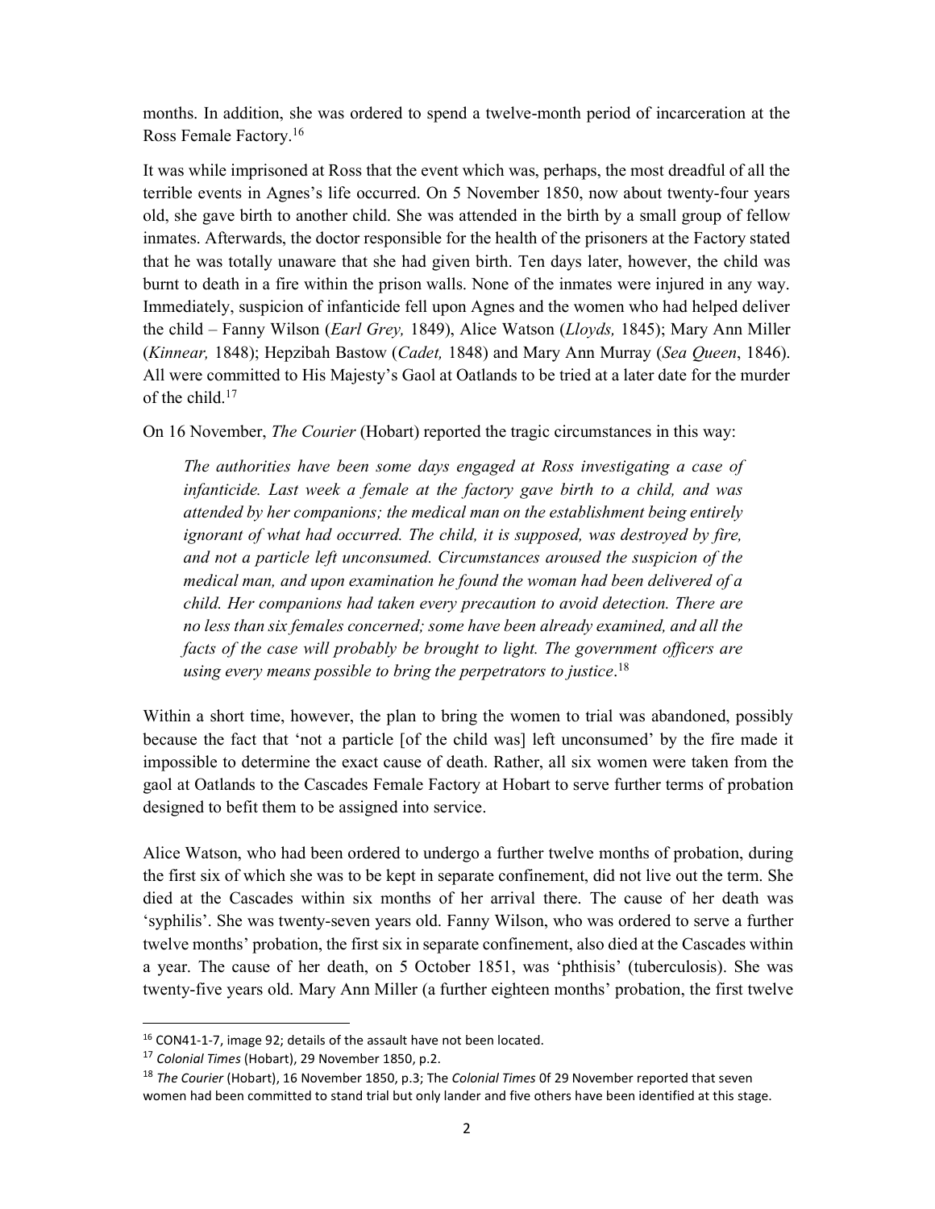months. In addition, she was ordered to spend a twelve-month period of incarceration at the Ross Female Factory.[16]

It was while imprisoned at Ross that the event which was, perhaps, the most dreadful of all the terrible events in Agnes's life occurred. On 5 November 1850, now about twenty-four years old, she gave birth to another child. She was attended in the birth by a small group of fellow inmates. Afterwards, the doctor responsible for the health of the prisoners at the Factory stated that he was totally unaware that she had given birth. Ten days later, however, the child was burnt to death in a fire within the prison walls. None of the inmates were injured in any way. Immediately, suspicion of infanticide fell upon Agnes and the women who had helped deliver the child – Fanny Wilson (*Earl Grey,* 1849), Alice Watson (*Lloyds,* 1845); Mary Ann Miller (*Kinnear,* 1848); Hepzibah Bastow (*Cadet,* 1848) and Mary Ann Murray (*Sea Queen*, 1846). All were committed to His Majesty's Gaol at Oatlands to be tried at a later date for the murder of the child.[17]

On 16 November, *The Courier* (Hobart) reported the tragic circumstances in this way:

> *The authorities have been some days engaged at Ross investigating a case of infanticide. Last week a female at the factory gave birth to a child, and was attended by her companions; the medical man on the establishment being entirely ignorant of what had occurred. The child, it is supposed, was destroyed by fire, and not a particle left unconsumed. Circumstances aroused the suspicion of the medical man, and upon examination he found the woman had been delivered of a child. Her companions had taken every precaution to avoid detection. There are no less than six females concerned; some have been already examined, and all the facts of the case will probably be brought to light. The government officers are using every means possible to bring the perpetrators to justice*.[18]

Within a short time, however, the plan to bring the women to trial was abandoned, possibly because the fact that 'not a particle [of the child was] left unconsumed' by the fire made it impossible to determine the exact cause of death. Rather, all six women were taken from the gaol at Oatlands to the Cascades Female Factory at Hobart to serve further terms of probation designed to befit them to be assigned into service.

Alice Watson, who had been ordered to undergo a further twelve months of probation, during the first six of which she was to be kept in separate confinement, did not live out the term. She died at the Cascades within six months of her arrival there. The cause of her death was 'syphilis'. She was twenty-seven years old. Fanny Wilson, who was ordered to serve a further twelve months' probation, the first six in separate confinement, also died at the Cascades within a year. The cause of her death, on 5 October 1851, was 'phthisis' (tuberculosis). She was twenty-five years old. Mary Ann Miller (a further eighteen months' probation, the first twelve

---

[16] CON41-1-7, image 92; details of the assault have not been located.

[17] *Colonial Times* (Hobart), 29 November 1850, p.2.

[18] *The Courier* (Hobart), 16 November 1850, p.3; The *Colonial Times* 0f 29 November reported that seven women had been committed to stand trial but only lander and five others have been identified at this stage.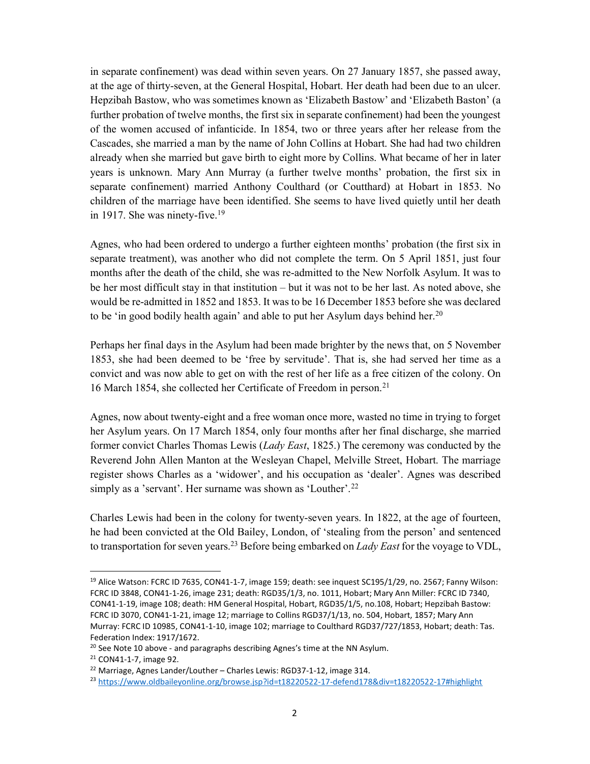in separate confinement) was dead within seven years. On 27 January 1857, she passed away, at the age of thirty-seven, at the General Hospital, Hobart. Her death had been due to an ulcer. Hepzibah Bastow, who was sometimes known as 'Elizabeth Bastow' and 'Elizabeth Baston' (a further probation of twelve months, the first six in separate confinement) had been the youngest of the women accused of infanticide. In 1854, two or three years after her release from the Cascades, she married a man by the name of John Collins at Hobart. She had had two children already when she married but gave birth to eight more by Collins. What became of her in later years is unknown. Mary Ann Murray (a further twelve months' probation, the first six in separate confinement) married Anthony Coulthard (or Coutthard) at Hobart in 1853. No children of the marriage have been identified. She seems to have lived quietly until her death in 1917. She was ninety-five.[19]

Agnes, who had been ordered to undergo a further eighteen months' probation (the first six in separate treatment), was another who did not complete the term. On 5 April 1851, just four months after the death of the child, she was re-admitted to the New Norfolk Asylum. It was to be her most difficult stay in that institution – but it was not to be her last. As noted above, she would be re-admitted in 1852 and 1853. It was to be 16 December 1853 before she was declared to be 'in good bodily health again' and able to put her Asylum days behind her.[20]

Perhaps her final days in the Asylum had been made brighter by the news that, on 5 November 1853, she had been deemed to be 'free by servitude'. That is, she had served her time as a convict and was now able to get on with the rest of her life as a free citizen of the colony. On 16 March 1854, she collected her Certificate of Freedom in person.[21]

Agnes, now about twenty-eight and a free woman once more, wasted no time in trying to forget her Asylum years. On 17 March 1854, only four months after her final discharge, she married former convict Charles Thomas Lewis (*Lady East*, 1825.) The ceremony was conducted by the Reverend John Allen Manton at the Wesleyan Chapel, Melville Street, Hobart. The marriage register shows Charles as a 'widower', and his occupation as 'dealer'. Agnes was described simply as a 'servant'. Her surname was shown as 'Louther'.[22]

Charles Lewis had been in the colony for twenty-seven years. In 1822, at the age of fourteen, he had been convicted at the Old Bailey, London, of 'stealing from the person' and sentenced to transportation for seven years.[23] Before being embarked on *Lady East* for the voyage to VDL,

---

[19] Alice Watson: FCRC ID 7635, CON41-1-7, image 159; death: see inquest SC195/1/29, no. 2567; Fanny Wilson: FCRC ID 3848, CON41-1-26, image 231; death: RGD35/1/3, no. 1011, Hobart; Mary Ann Miller: FCRC ID 7340, CON41-1-19, image 108; death: HM General Hospital, Hobart, RGD35/1/5, no.108, Hobart; Hepzibah Bastow: FCRC ID 3070, CON41-1-21, image 12; marriage to Collins RGD37/1/13, no. 504, Hobart, 1857; Mary Ann Murray: FCRC ID 10985, CON41-1-10, image 102; marriage to Coulthard RGD37/727/1853, Hobart; death: Tas. Federation Index: 1917/1672.

[20] See Note 10 above - and paragraphs describing Agnes's time at the NN Asylum.

[21] CON41-1-7, image 92.

[22] Marriage, Agnes Lander/Louther – Charles Lewis: RGD37-1-12, image 314.

[23] https://www.oldbaileyonline.org/browse.jsp?id=t18220522-17-defend178&div=t18220522-17#highlight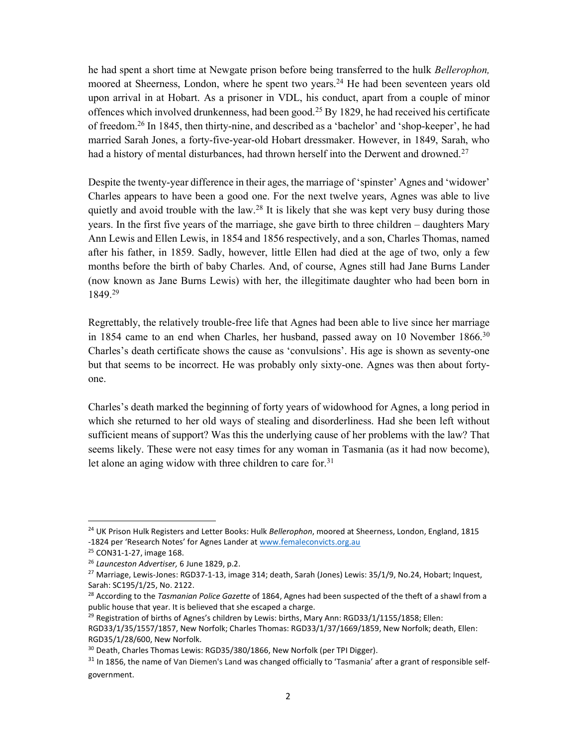he had spent a short time at Newgate prison before being transferred to the hulk *Bellerophon,* moored at Sheerness, London, where he spent two years.[24] He had been seventeen years old upon arrival in at Hobart. As a prisoner in VDL, his conduct, apart from a couple of minor offences which involved drunkenness, had been good.[25] By 1829, he had received his certificate of freedom.[26] In 1845, then thirty-nine, and described as a 'bachelor' and 'shop-keeper', he had married Sarah Jones, a forty-five-year-old Hobart dressmaker. However, in 1849, Sarah, who had a history of mental disturbances, had thrown herself into the Derwent and drowned.[27]

Despite the twenty-year difference in their ages, the marriage of 'spinster' Agnes and 'widower' Charles appears to have been a good one. For the next twelve years, Agnes was able to live quietly and avoid trouble with the law.[28] It is likely that she was kept very busy during those years. In the first five years of the marriage, she gave birth to three children – daughters Mary Ann Lewis and Ellen Lewis, in 1854 and 1856 respectively, and a son, Charles Thomas, named after his father, in 1859. Sadly, however, little Ellen had died at the age of two, only a few months before the birth of baby Charles. And, of course, Agnes still had Jane Burns Lander (now known as Jane Burns Lewis) with her, the illegitimate daughter who had been born in 1849.[29]

Regrettably, the relatively trouble-free life that Agnes had been able to live since her marriage in 1854 came to an end when Charles, her husband, passed away on 10 November 1866.[30] Charles's death certificate shows the cause as 'convulsions'. His age is shown as seventy-one but that seems to be incorrect. He was probably only sixty-one. Agnes was then about forty-one.

Charles's death marked the beginning of forty years of widowhood for Agnes, a long period in which she returned to her old ways of stealing and disorderliness. Had she been left without sufficient means of support? Was this the underlying cause of her problems with the law? That seems likely. These were not easy times for any woman in Tasmania (as it had now become), let alone an aging widow with three children to care for.[31]

---

[24] UK Prison Hulk Registers and Letter Books: Hulk *Bellerophon*, moored at Sheerness, London, England, 1815 -1824 per 'Research Notes' for Agnes Lander at www.femaleconvicts.org.au

[25] CON31-1-27, image 168.

[26] *Launceston Advertiser,* 6 June 1829, p.2.

[27] Marriage, Lewis-Jones: RGD37-1-13, image 314; death, Sarah (Jones) Lewis: 35/1/9, No.24, Hobart; Inquest, Sarah: SC195/1/25, No. 2122.

[28] According to the *Tasmanian Police Gazette* of 1864, Agnes had been suspected of the theft of a shawl from a public house that year. It is believed that she escaped a charge.

[29] Registration of births of Agnes's children by Lewis: births, Mary Ann: RGD33/1/1155/1858; Ellen: RGD33/1/35/1557/1857, New Norfolk; Charles Thomas: RGD33/1/37/1669/1859, New Norfolk; death, Ellen: RGD35/1/28/600, New Norfolk.

[30] Death, Charles Thomas Lewis: RGD35/380/1866, New Norfolk (per TPI Digger).

[31] In 1856, the name of Van Diemen's Land was changed officially to 'Tasmania' after a grant of responsible self-government.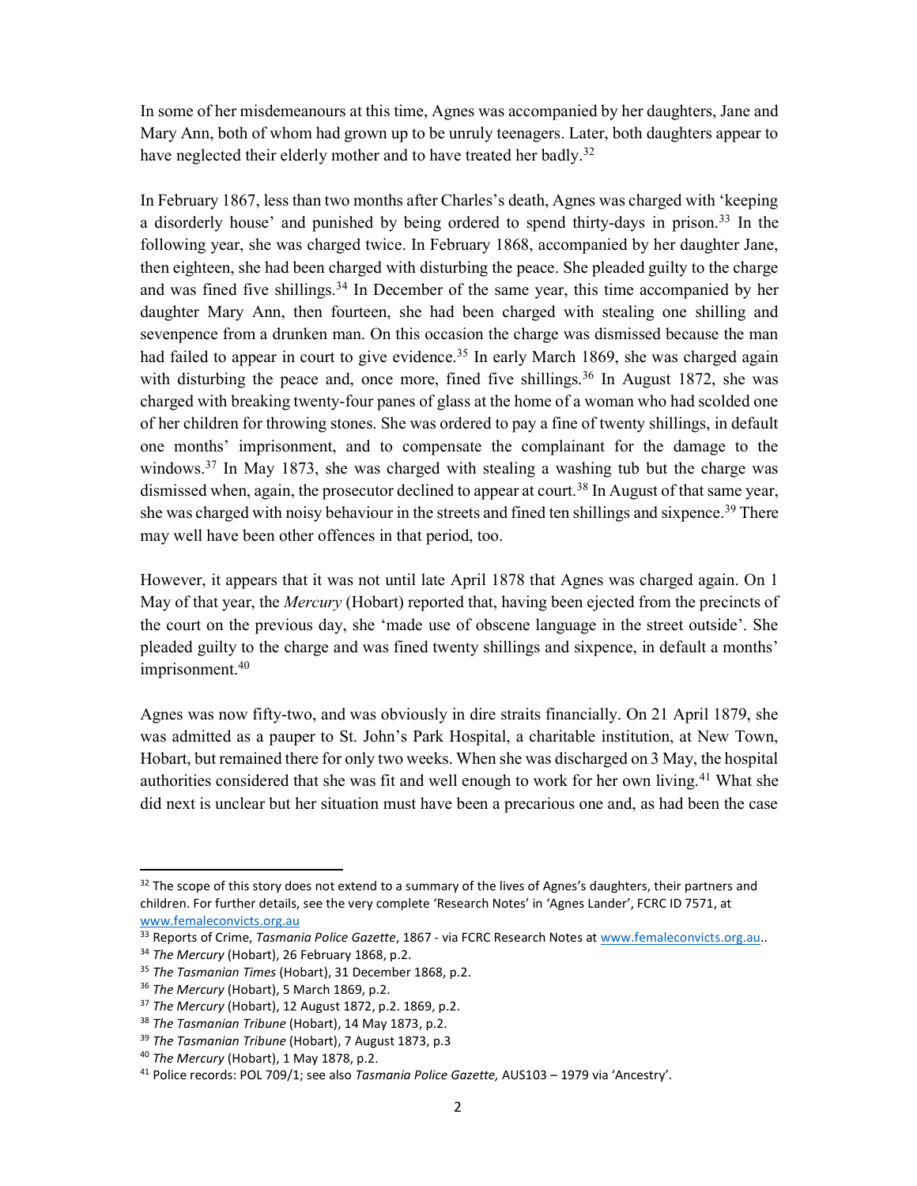In some of her misdemeanours at this time, Agnes was accompanied by her daughters, Jane and Mary Ann, both of whom had grown up to be unruly teenagers. Later, both daughters appear to have neglected their elderly mother and to have treated her badly.[32]

In February 1867, less than two months after Charles's death, Agnes was charged with 'keeping a disorderly house' and punished by being ordered to spend thirty-days in prison.[33] In the following year, she was charged twice. In February 1868, accompanied by her daughter Jane, then eighteen, she had been charged with disturbing the peace. She pleaded guilty to the charge and was fined five shillings.[34] In December of the same year, this time accompanied by her daughter Mary Ann, then fourteen, she had been charged with stealing one shilling and sevenpence from a drunken man. On this occasion the charge was dismissed because the man had failed to appear in court to give evidence.[35] In early March 1869, she was charged again with disturbing the peace and, once more, fined five shillings.[36] In August 1872, she was charged with breaking twenty-four panes of glass at the home of a woman who had scolded one of her children for throwing stones. She was ordered to pay a fine of twenty shillings, in default one months' imprisonment, and to compensate the complainant for the damage to the windows.[37] In May 1873, she was charged with stealing a washing tub but the charge was dismissed when, again, the prosecutor declined to appear at court.[38] In August of that same year, she was charged with noisy behaviour in the streets and fined ten shillings and sixpence.[39] There may well have been other offences in that period, too.

However, it appears that it was not until late April 1878 that Agnes was charged again. On 1 May of that year, the *Mercury* (Hobart) reported that, having been ejected from the precincts of the court on the previous day, she 'made use of obscene language in the street outside'. She pleaded guilty to the charge and was fined twenty shillings and sixpence, in default a months' imprisonment.[40]

Agnes was now fifty-two, and was obviously in dire straits financially. On 21 April 1879, she was admitted as a pauper to St. John's Park Hospital, a charitable institution, at New Town, Hobart, but remained there for only two weeks. When she was discharged on 3 May, the hospital authorities considered that she was fit and well enough to work for her own living.[41] What she did next is unclear but her situation must have been a precarious one and, as had been the case

---

[32] The scope of this story does not extend to a summary of the lives of Agnes's daughters, their partners and children. For further details, see the very complete 'Research Notes' in 'Agnes Lander', FCRC ID 7571, at www.femaleconvicts.org.au

[33] Reports of Crime, *Tasmania Police Gazette*, 1867 - via FCRC Research Notes at www.femaleconvicts.org.au..

[34] *The Mercury* (Hobart), 26 February 1868, p.2.

[35] *The Tasmanian Times* (Hobart), 31 December 1868, p.2.

[36] *The Mercury* (Hobart), 5 March 1869, p.2.

[37] *The Mercury* (Hobart), 12 August 1872, p.2. 1869, p.2.

[38] *The Tasmanian Tribune* (Hobart), 14 May 1873, p.2.

[39] *The Tasmanian Tribune* (Hobart), 7 August 1873, p.3

[40] *The Mercury* (Hobart), 1 May 1878, p.2.

[41] Police records: POL 709/1; see also *Tasmania Police Gazette,* AUS103 – 1979 via 'Ancestry'.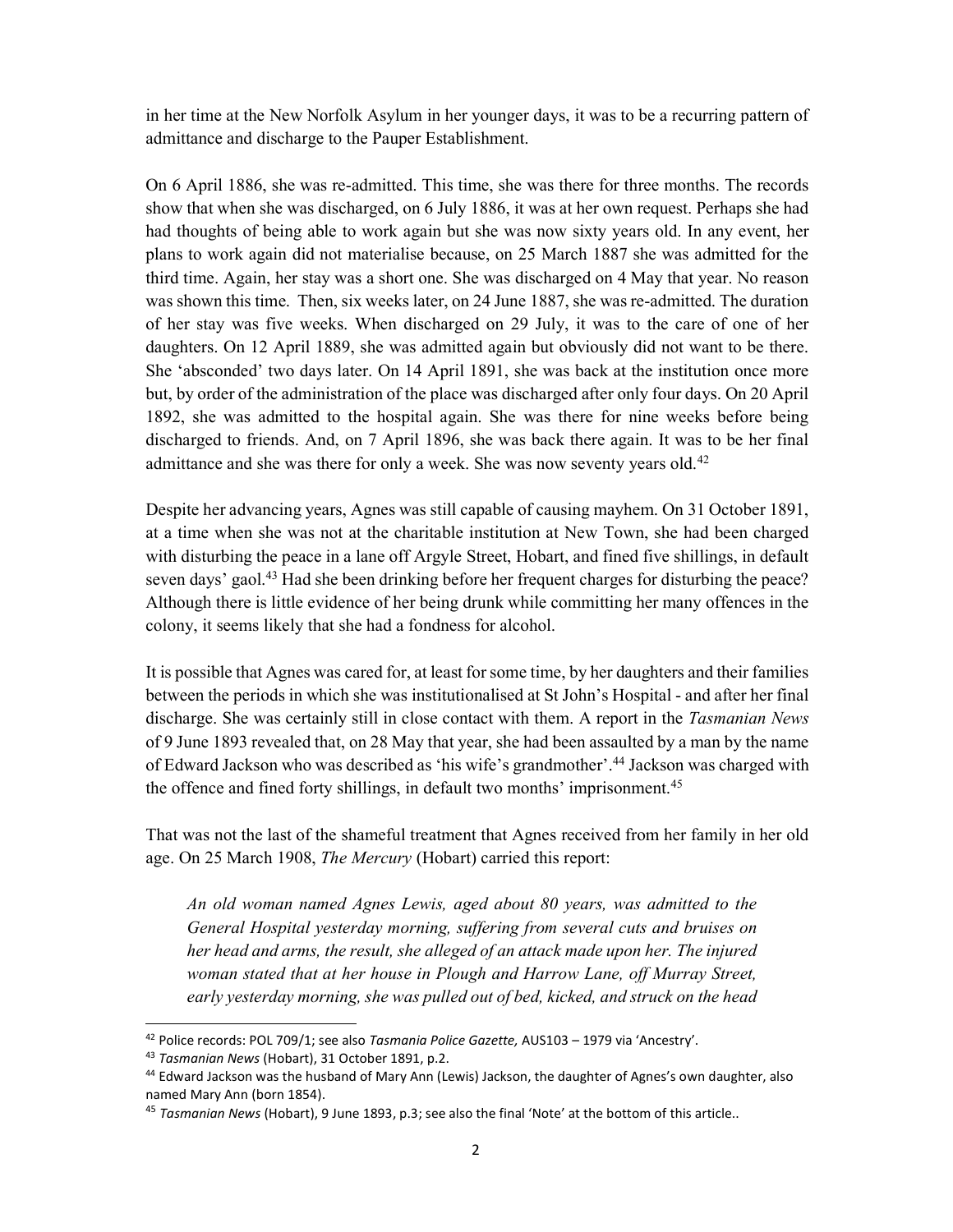in her time at the New Norfolk Asylum in her younger days, it was to be a recurring pattern of admittance and discharge to the Pauper Establishment.

On 6 April 1886, she was re-admitted. This time, she was there for three months. The records show that when she was discharged, on 6 July 1886, it was at her own request. Perhaps she had had thoughts of being able to work again but she was now sixty years old. In any event, her plans to work again did not materialise because, on 25 March 1887 she was admitted for the third time. Again, her stay was a short one. She was discharged on 4 May that year. No reason was shown this time. Then, six weeks later, on 24 June 1887, she was re-admitted. The duration of her stay was five weeks. When discharged on 29 July, it was to the care of one of her daughters. On 12 April 1889, she was admitted again but obviously did not want to be there. She 'absconded' two days later. On 14 April 1891, she was back at the institution once more but, by order of the administration of the place was discharged after only four days. On 20 April 1892, she was admitted to the hospital again. She was there for nine weeks before being discharged to friends. And, on 7 April 1896, she was back there again. It was to be her final admittance and she was there for only a week. She was now seventy years old.[42]

Despite her advancing years, Agnes was still capable of causing mayhem. On 31 October 1891, at a time when she was not at the charitable institution at New Town, she had been charged with disturbing the peace in a lane off Argyle Street, Hobart, and fined five shillings, in default seven days' gaol.[43] Had she been drinking before her frequent charges for disturbing the peace? Although there is little evidence of her being drunk while committing her many offences in the colony, it seems likely that she had a fondness for alcohol.

It is possible that Agnes was cared for, at least for some time, by her daughters and their families between the periods in which she was institutionalised at St John's Hospital - and after her final discharge. She was certainly still in close contact with them. A report in the *Tasmanian News* of 9 June 1893 revealed that, on 28 May that year, she had been assaulted by a man by the name of Edward Jackson who was described as 'his wife's grandmother'.[44] Jackson was charged with the offence and fined forty shillings, in default two months' imprisonment.[45]

That was not the last of the shameful treatment that Agnes received from her family in her old age. On 25 March 1908, *The Mercury* (Hobart) carried this report:

> *An old woman named Agnes Lewis, aged about 80 years, was admitted to the General Hospital yesterday morning, suffering from several cuts and bruises on her head and arms, the result, she alleged of an attack made upon her. The injured woman stated that at her house in Plough and Harrow Lane, off Murray Street, early yesterday morning, she was pulled out of bed, kicked, and struck on the head*

---

[42] Police records: POL 709/1; see also *Tasmania Police Gazette,* AUS103 – 1979 via 'Ancestry'.

[43] *Tasmanian News* (Hobart), 31 October 1891, p.2.

[44] Edward Jackson was the husband of Mary Ann (Lewis) Jackson, the daughter of Agnes's own daughter, also named Mary Ann (born 1854).

[45] *Tasmanian News* (Hobart), 9 June 1893, p.3; see also the final 'Note' at the bottom of this article..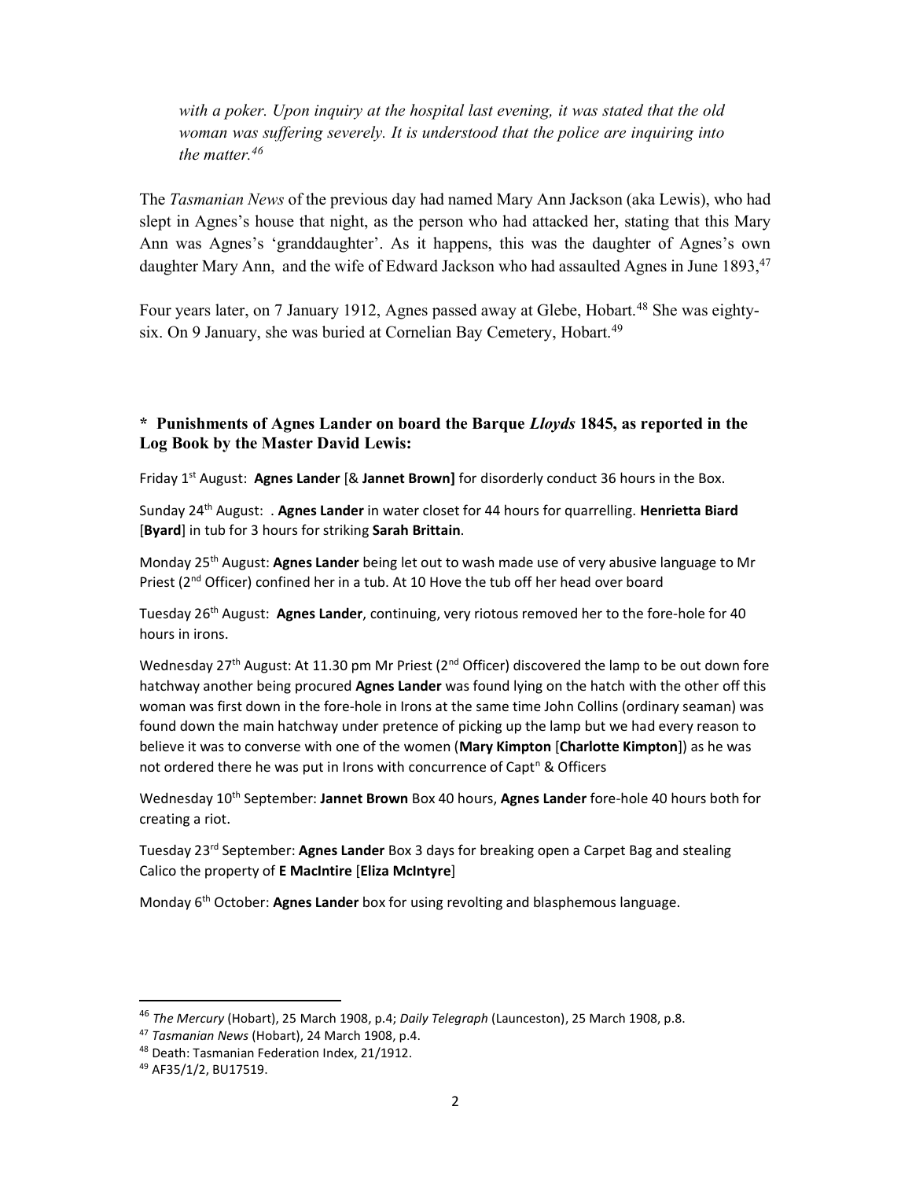*with a poker. Upon inquiry at the hospital last evening, it was stated that the old woman was suffering severely. It is understood that the police are inquiring into the matter.*[46]

The *Tasmanian News* of the previous day had named Mary Ann Jackson (aka Lewis), who had slept in Agnes's house that night, as the person who had attacked her, stating that this Mary Ann was Agnes's 'granddaughter'. As it happens, this was the daughter of Agnes's own daughter Mary Ann, and the wife of Edward Jackson who had assaulted Agnes in June 1893,[47]

Four years later, on 7 January 1912, Agnes passed away at Glebe, Hobart.[48] She was eighty-six. On 9 January, she was buried at Cornelian Bay Cemetery, Hobart.[49]

**\* Punishments of Agnes Lander on board the Barque *Lloyds* 1845, as reported in the Log Book by the Master David Lewis:**

Friday 1st August: **Agnes Lander** [& **Jannet Brown]** for disorderly conduct 36 hours in the Box.

Sunday 24th August: . **Agnes Lander** in water closet for 44 hours for quarrelling. **Henrietta Biard** [**Byard**] in tub for 3 hours for striking **Sarah Brittain**.

Monday 25th August: **Agnes Lander** being let out to wash made use of very abusive language to Mr Priest (2nd Officer) confined her in a tub. At 10 Hove the tub off her head over board

Tuesday 26th August: **Agnes Lander**, continuing, very riotous removed her to the fore-hole for 40 hours in irons.

Wednesday 27th August: At 11.30 pm Mr Priest (2nd Officer) discovered the lamp to be out down fore hatchway another being procured **Agnes Lander** was found lying on the hatch with the other off this woman was first down in the fore-hole in Irons at the same time John Collins (ordinary seaman) was found down the main hatchway under pretence of picking up the lamp but we had every reason to believe it was to converse with one of the women (**Mary Kimpton** [**Charlotte Kimpton**]) as he was not ordered there he was put in Irons with concurrence of Captn & Officers

Wednesday 10th September: **Jannet Brown** Box 40 hours, **Agnes Lander** fore-hole 40 hours both for creating a riot.

Tuesday 23rd September: **Agnes Lander** Box 3 days for breaking open a Carpet Bag and stealing Calico the property of **E MacIntire** [**Eliza McIntyre**]

Monday 6th October: **Agnes Lander** box for using revolting and blasphemous language.

---

[46] *The Mercury* (Hobart), 25 March 1908, p.4; *Daily Telegraph* (Launceston), 25 March 1908, p.8.

[47] *Tasmanian News* (Hobart), 24 March 1908, p.4.

[48] Death: Tasmanian Federation Index, 21/1912.

[49] AF35/1/2, BU17519.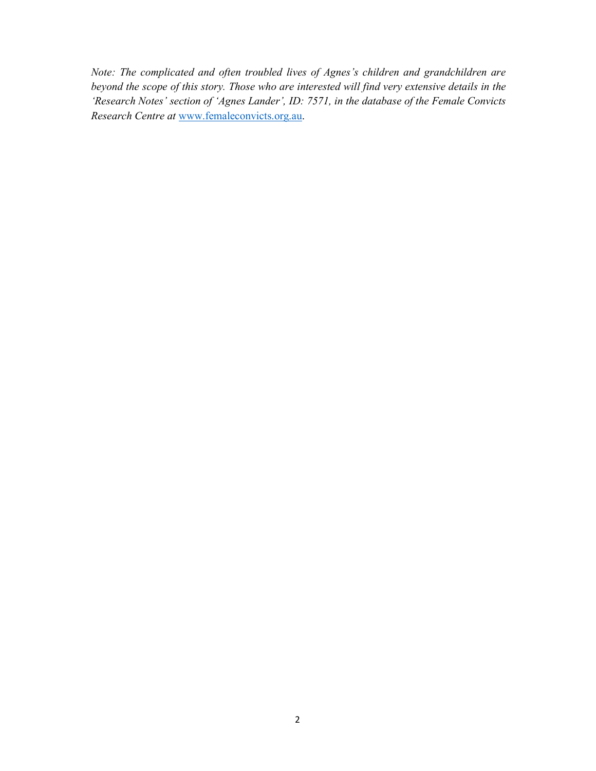*Note: The complicated and often troubled lives of Agnes's children and grandchildren are beyond the scope of this story. Those who are interested will find very extensive details in the 'Research Notes' section of 'Agnes Lander', ID: 7571, in the database of the Female Convicts Research Centre at* [www.femaleconvicts.org.au](http://www.femaleconvicts.org.au).